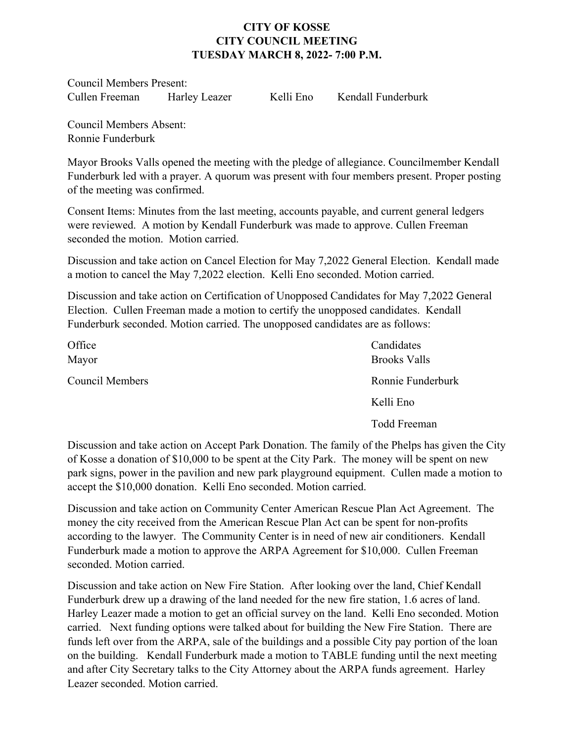# CITY OF KOSSE
# CITY COUNCIL MEETING
# TUESDAY MARCH 8, 2022- 7:00 P.M.

Council Members Present:
Cullen Freeman Harley Leazer Kelli Eno Kendall Funderburk

Council Members Absent:
Ronnie Funderburk

Mayor Brooks Valls opened the meeting with the pledge of allegiance. Councilmember Kendall Funderburk led with a prayer. A quorum was present with four members present. Proper posting of the meeting was confirmed.

Consent Items: Minutes from the last meeting, accounts payable, and current general ledgers were reviewed. A motion by Kendall Funderburk was made to approve. Cullen Freeman seconded the motion. Motion carried.

Discussion and take action on Cancel Election for May 7,2022 General Election. Kendall made a motion to cancel the May 7,2022 election. Kelli Eno seconded. Motion carried.

Discussion and take action on Certification of Unopposed Candidates for May 7,2022 General Election. Cullen Freeman made a motion to certify the unopposed candidates. Kendall Funderburk seconded. Motion carried. The unopposed candidates are as follows:

| Office | Candidates |
| --- | --- |
| Mayor | Brooks Valls |
| Council Members | Ronnie Funderburk |
| | Kelli Eno |
| | Todd Freeman |

Discussion and take action on Accept Park Donation. The family of the Phelps has given the City of Kosse a donation of $10,000 to be spent at the City Park. The money will be spent on new park signs, power in the pavilion and new park playground equipment. Cullen made a motion to accept the $10,000 donation. Kelli Eno seconded. Motion carried.

Discussion and take action on Community Center American Rescue Plan Act Agreement. The money the city received from the American Rescue Plan Act can be spent for non-profits according to the lawyer. The Community Center is in need of new air conditioners. Kendall Funderburk made a motion to approve the ARPA Agreement for $10,000. Cullen Freeman seconded. Motion carried.

Discussion and take action on New Fire Station. After looking over the land, Chief Kendall Funderburk drew up a drawing of the land needed for the new fire station, 1.6 acres of land. Harley Leazer made a motion to get an official survey on the land. Kelli Eno seconded. Motion carried. Next funding options were talked about for building the New Fire Station. There are funds left over from the ARPA, sale of the buildings and a possible City pay portion of the loan on the building. Kendall Funderburk made a motion to TABLE funding until the next meeting and after City Secretary talks to the City Attorney about the ARPA funds agreement. Harley Leazer seconded. Motion carried.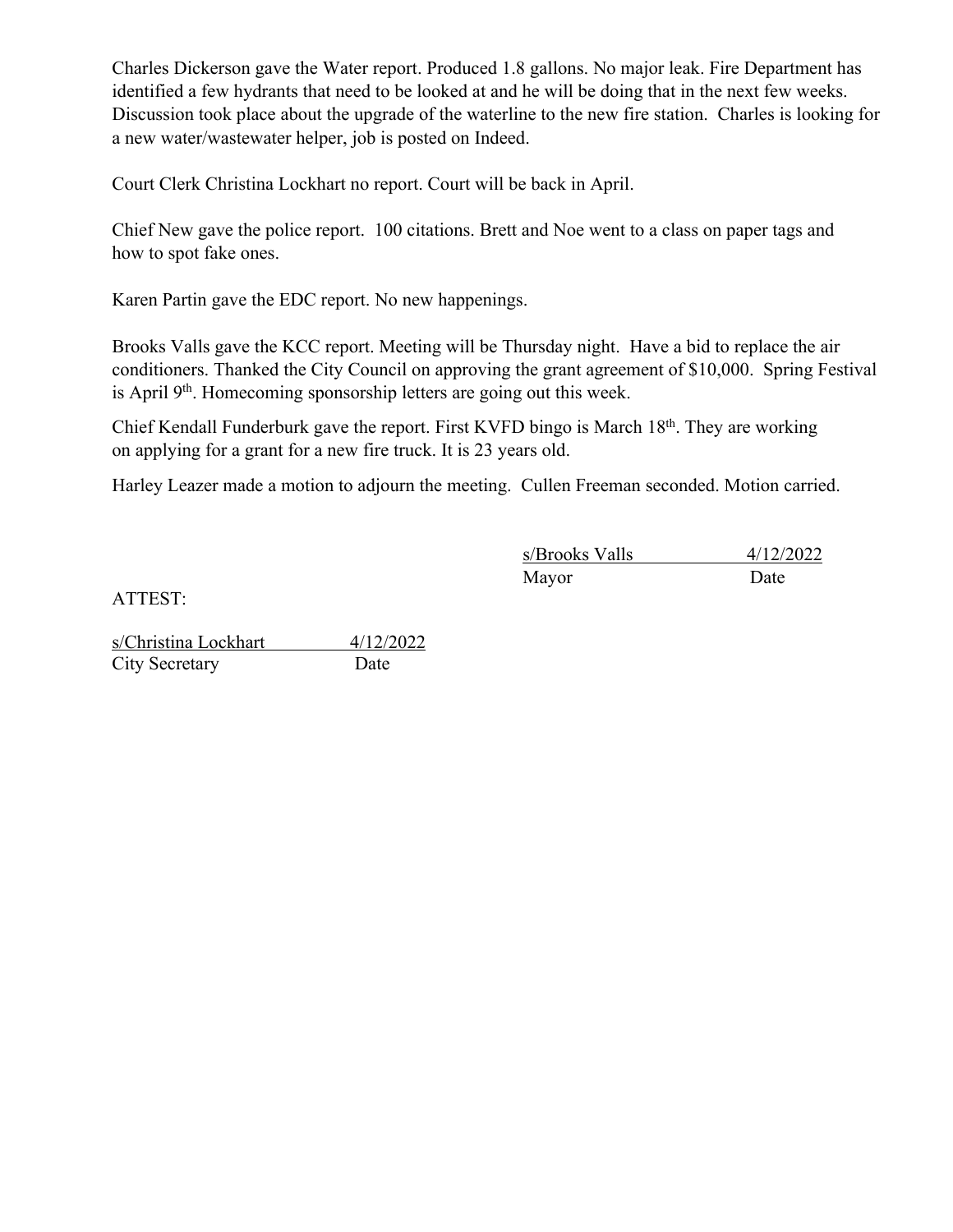Charles Dickerson gave the Water report. Produced 1.8 gallons. No major leak. Fire Department has identified a few hydrants that need to be looked at and he will be doing that in the next few weeks. Discussion took place about the upgrade of the waterline to the new fire station. Charles is looking for a new water/wastewater helper, job is posted on Indeed.

Court Clerk Christina Lockhart no report. Court will be back in April.

Chief New gave the police report. 100 citations. Brett and Noe went to a class on paper tags and how to spot fake ones.

Karen Partin gave the EDC report. No new happenings.

Brooks Valls gave the KCC report. Meeting will be Thursday night. Have a bid to replace the air conditioners. Thanked the City Council on approving the grant agreement of $10,000. Spring Festival is April 9th. Homecoming sponsorship letters are going out this week.

Chief Kendall Funderburk gave the report. First KVFD bingo is March 18th. They are working on applying for a grant for a new fire truck. It is 23 years old.

Harley Leazer made a motion to adjourn the meeting. Cullen Freeman seconded. Motion carried.

s/Brooks Valls 4/12/2022
Mayor Date

ATTEST:

s/Christina Lockhart 4/12/2022
City Secretary Date